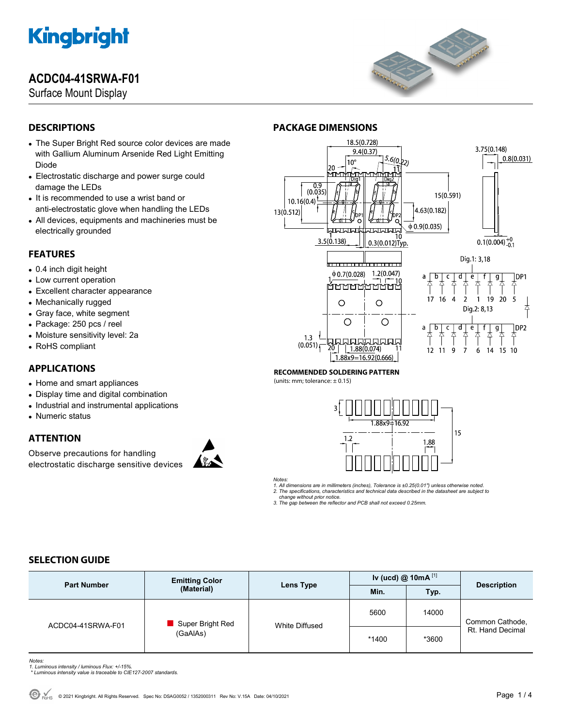# Kingbright

# ACDC04-41SRWA-F01

Surface Mount Display

## DESCRIPTIONS

- The Super Bright Red source color devices are made with Gallium Aluminum Arsenide Red Light Emitting Diode
- Electrostatic discharge and power surge could damage the LEDs
- It is recommended to use a wrist band or anti-electrostatic glove when handling the LEDs
- All devices, equipments and machineries must be electrically grounded

## FEATURES

- 0.4 inch digit height
- Low current operation
- Excellent character appearance
- Mechanically rugged
- Gray face, white segment
- Package: 250 pcs / reel
- Moisture sensitivity level: 2a
- RoHS compliant

## APPLICATIONS

- Home and smart appliances
- Display time and digital combination
- Industrial and instrumental applications
- Numeric status

## ATTENTION

Observe precautions for handling electrostatic discharge sensitive devices

## PACKAGE DIMENSIONS

Dig.1: 3,18

Dig.2: 8,13

**RECOMMENDED SOLDERING PATTERN**

(units: mm; tolerance: ± 0.15)

*Notes:*
*1. All dimensions are in millimeters (inches), Tolerance is ±0.25(0.01") unless otherwise noted.*
*2. The specifications, characteristics and technical data described in the datasheet are subject to change without prior notice.*
*3. The gap between the reflector and PCB shall not exceed 0.25mm.*

## SELECTION GUIDE

| Part Number | Emitting Color (Material) | Lens Type | Iv (ucd) @ 10mA [1] | | Description |
|---|---|---|---|---|---|
| | | | Min. | Typ. | |
| ACDC04-41SRWA-F01 | Super Bright Red (GaAlAs) | White Diffused | 5600 | 14000 | Common Cathode, Rt. Hand Decimal |
| | | | *1400 | *3600 | |

*Notes:*
*1. Luminous intensity / luminous Flux: +/-15%.*
*\* Luminous intensity value is traceable to CIE127-2007 standards.*

© 2021 Kingbright. All Rights Reserved. Spec No: DSAG0052 / 1352000311 Rev No: V.15A Date: 04/10/2021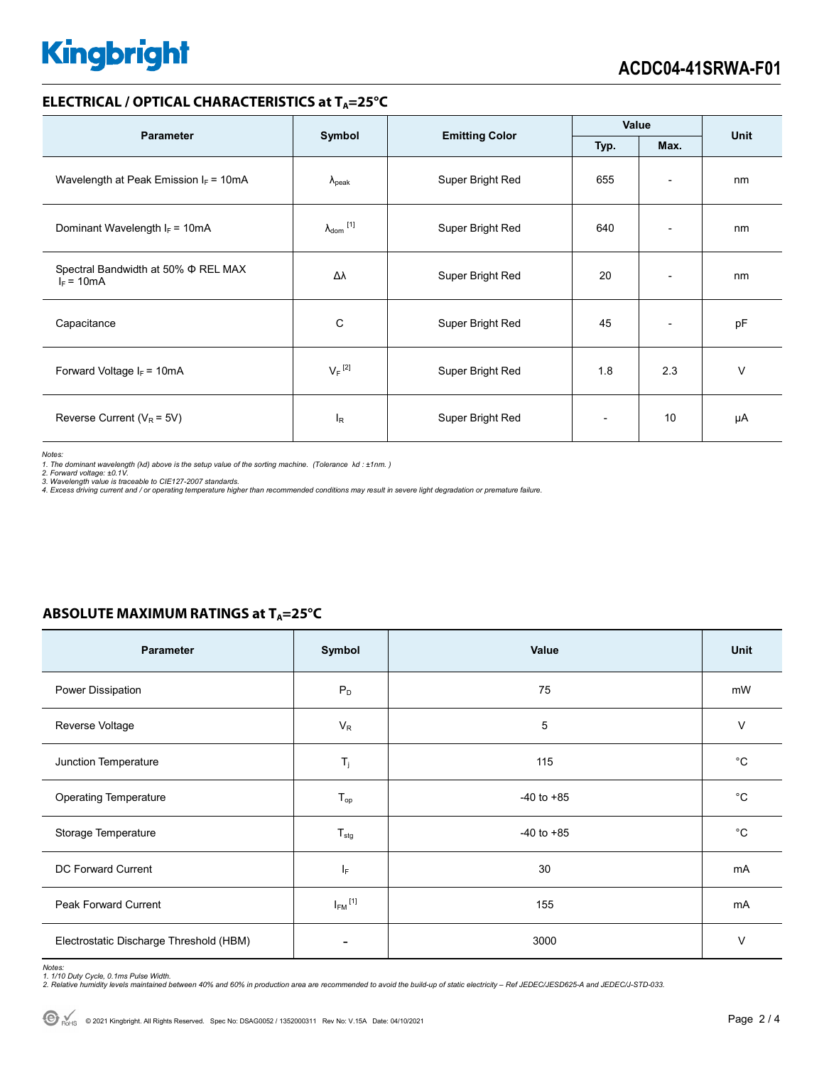## ELECTRICAL / OPTICAL CHARACTERISTICS at $T_A$=25°C

| Parameter | Symbol | Emitting Color | Value | | Unit |
|---|---|---|---|---|---|
| | | | Typ. | Max. | |
| Wavelength at Peak Emission $I_F$ = 10mA | $\lambda_{peak}$ | Super Bright Red | 655 | - | nm |
| Dominant Wavelength $I_F$ = 10mA | $\lambda_{dom}$ [1] | Super Bright Red | 640 | - | nm |
| Spectral Bandwidth at 50% Φ REL MAX $I_F$ = 10mA | Δλ | Super Bright Red | 20 | - | nm |
| Capacitance | C | Super Bright Red | 45 | - | pF |
| Forward Voltage $I_F$ = 10mA | $V_F$ [2] | Super Bright Red | 1.8 | 2.3 | V |
| Reverse Current ($V_R$ = 5V) | $I_R$ | Super Bright Red | - | 10 | µA |

*Notes:*
*1. The dominant wavelength (λd) above is the setup value of the sorting machine. (Tolerance λd : ±1nm. )*
*2. Forward voltage: ±0.1V.*
*3. Wavelength value is traceable to CIE127-2007 standards.*
*4. Excess driving current and / or operating temperature higher than recommended conditions may result in severe light degradation or premature failure.*

## ABSOLUTE MAXIMUM RATINGS at $T_A$=25°C

| Parameter | Symbol | Value | Unit |
|---|---|---|---|
| Power Dissipation | $P_D$ | 75 | mW |
| Reverse Voltage | $V_R$ | 5 | V |
| Junction Temperature | $T_j$ | 115 | °C |
| Operating Temperature | $T_{op}$ | -40 to +85 | °C |
| Storage Temperature | $T_{stg}$ | -40 to +85 | °C |
| DC Forward Current | $I_F$ | 30 | mA |
| Peak Forward Current | $I_{FM}$ [1] | 155 | mA |
| Electrostatic Discharge Threshold (HBM) | - | 3000 | V |

*Notes:*
*1. 1/10 Duty Cycle, 0.1ms Pulse Width.*
*2. Relative humidity levels maintained between 40% and 60% in production area are recommended to avoid the build-up of static electricity – Ref JEDEC/JESD625-A and JEDEC/J-STD-033.*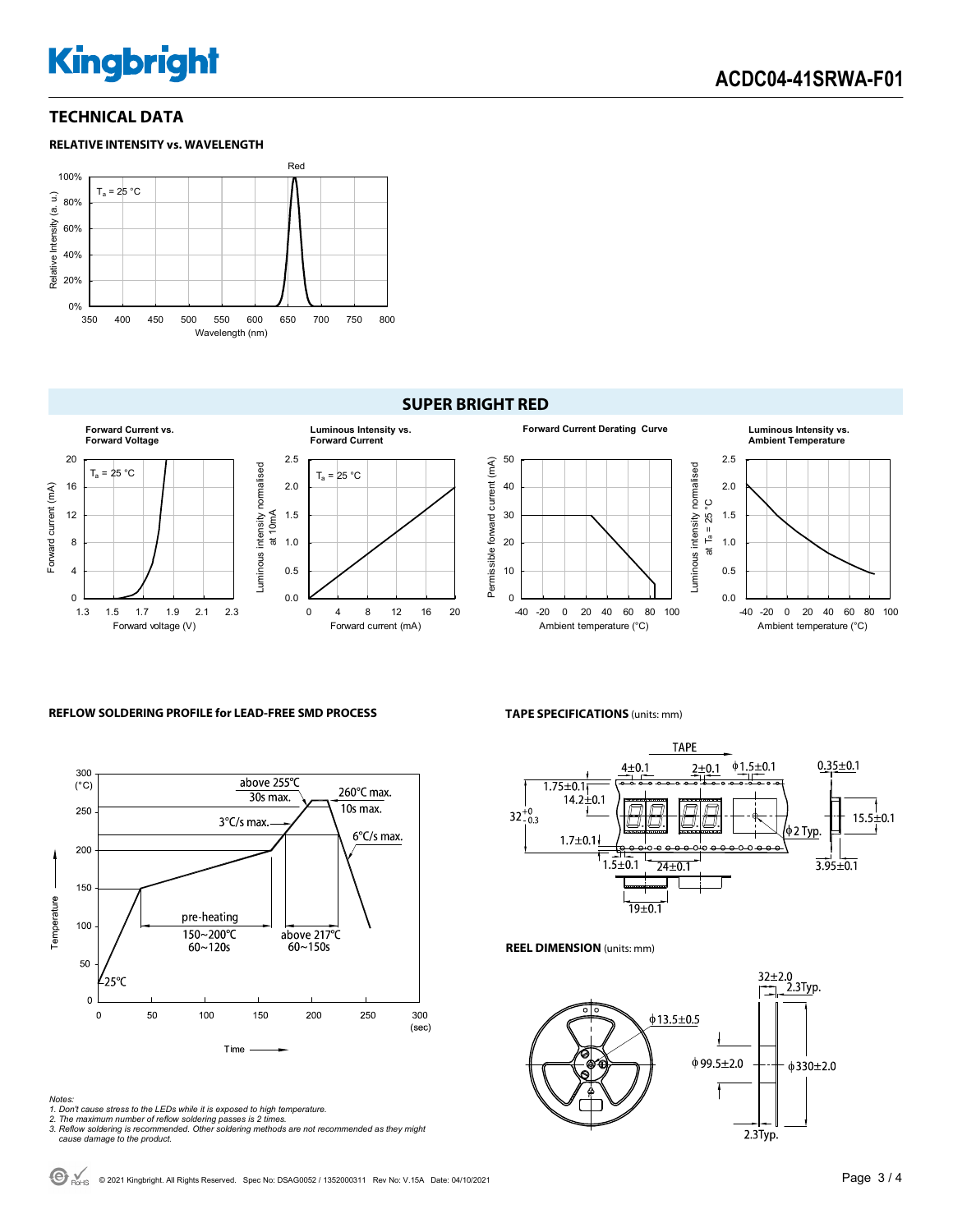## TECHNICAL DATA

### RELATIVE INTENSITY vs. WAVELENGTH

Red

$T_a$ = 25 °C

Relative Intensity (a. u.)

Wavelength (nm)

### SUPER BRIGHT RED

**Forward Current vs. Forward Voltage**

$T_a$ = 25 °C

Forward current (mA)

Forward voltage (V)

**Luminous Intensity vs. Forward Current**

$T_a$ = 25 °C

Luminous intensity normalised at 10mA

Forward current (mA)

**Forward Current Derating Curve**

Permissible forward current (mA)

Ambient temperature (°C)

**Luminous Intensity vs. Ambient Temperature**

Luminous intensity normalised at $T_a$ = 25 °C

Ambient temperature (°C)

### REFLOW SOLDERING PROFILE for LEAD-FREE SMD PROCESS

above 255°C 30s max.

260°C max. 10s max.

3°C/s max.

6°C/s max.

pre-heating 150~200°C 60~120s

above 217°C 60~150s

25°C

Temperature (°C)

Time (sec)

*Notes:*
*1. Don't cause stress to the LEDs while it is exposed to high temperature.*
*2. The maximum number of reflow soldering passes is 2 times.*
*3. Reflow soldering is recommended. Other soldering methods are not recommended as they might cause damage to the product.*

### TAPE SPECIFICATIONS (units: mm)

TAPE

4±0.1, 2±0.1, ϕ1.5±0.1, 0.35±0.1, 1.75±0.1, 14.2±0.1, $32^{+0}_{-0.3}$, 15.5±0.1, ϕ2 Typ., 1.7±0.1, 1.5±0.1, 24±0.1, 3.95±0.1, 19±0.1

### REEL DIMENSION (units: mm)

ϕ13.5±0.5, ϕ99.5±2.0, ϕ330±2.0, 32±2.0, 2.3Typ., 2.3Typ.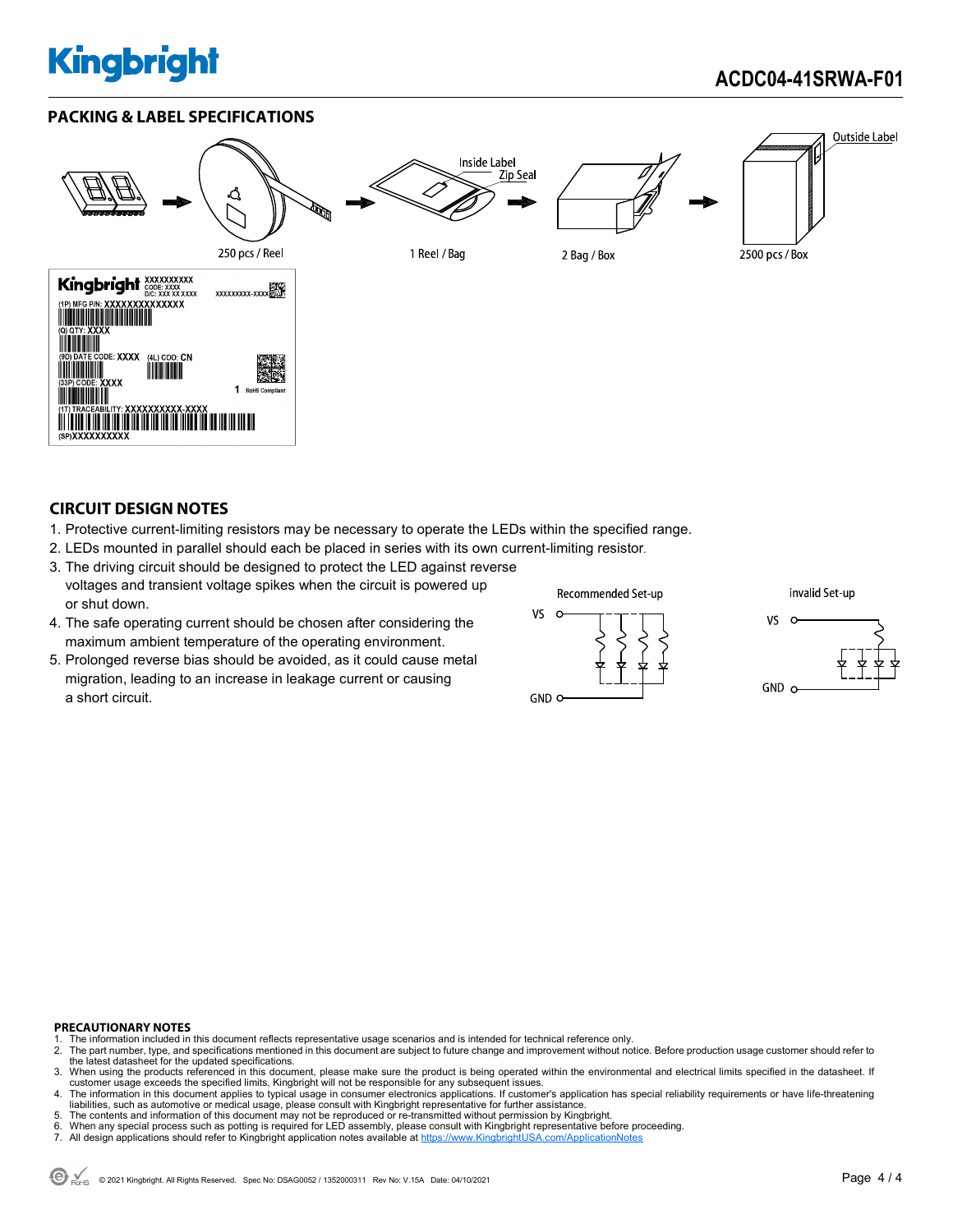## PACKING & LABEL SPECIFICATIONS

250 pcs / Reel

Inside Label

Zip Seal

1 Reel / Bag

2 Bag / Box

Outside Label

2500 pcs / Box

Kingbright XXXXXXXXXX
CODE: XXXX
D/C: XXX XX XXXX
XXXXXXXXX-XXXX
(1P) MFG P/N: XXXXXXXXXXXXXX
(Q) QTY: XXXX
(9D) DATE CODE: XXXX (4L) COO: CN
(33P) CODE: XXXX
1 RoHS Compliant
(1T) TRACEABILITY: XXXXXXXXXX-XXXX
(SP)XXXXXXXXXX

## CIRCUIT DESIGN NOTES

1. Protective current-limiting resistors may be necessary to operate the LEDs within the specified range.
2. LEDs mounted in parallel should each be placed in series with its own current-limiting resistor.
3. The driving circuit should be designed to protect the LED against reverse voltages and transient voltage spikes when the circuit is powered up or shut down.
4. The safe operating current should be chosen after considering the maximum ambient temperature of the operating environment.
5. Prolonged reverse bias should be avoided, as it could cause metal migration, leading to an increase in leakage current or causing a short circuit.

Recommended Set-up

VS

GND

invalid Set-up

VS

GND

### PRECAUTIONARY NOTES

1. The information included in this document reflects representative usage scenarios and is intended for technical reference only.
2. The part number, type, and specifications mentioned in this document are subject to future change and improvement without notice. Before production usage customer should refer to the latest datasheet for the updated specifications.
3. When using the products referenced in this document, please make sure the product is being operated within the environmental and electrical limits specified in the datasheet. If customer usage exceeds the specified limits, Kingbright will not be responsible for any subsequent issues.
4. The information in this document applies to typical usage in consumer electronics applications. If customer's application has special reliability requirements or have life-threatening liabilities, such as automotive or medical usage, please consult with Kingbright representative for further assistance.
5. The contents and information of this document may not be reproduced or re-transmitted without permission by Kingbright.
6. When any special process such as potting is required for LED assembly, please consult with Kingbright representative before proceeding.
7. All design applications should refer to Kingbright application notes available at https://www.KingbrightUSA.com/ApplicationNotes

© 2021 Kingbright. All Rights Reserved. Spec No: DSAG0052 / 1352000311 Rev No: V.15A Date: 04/10/2021